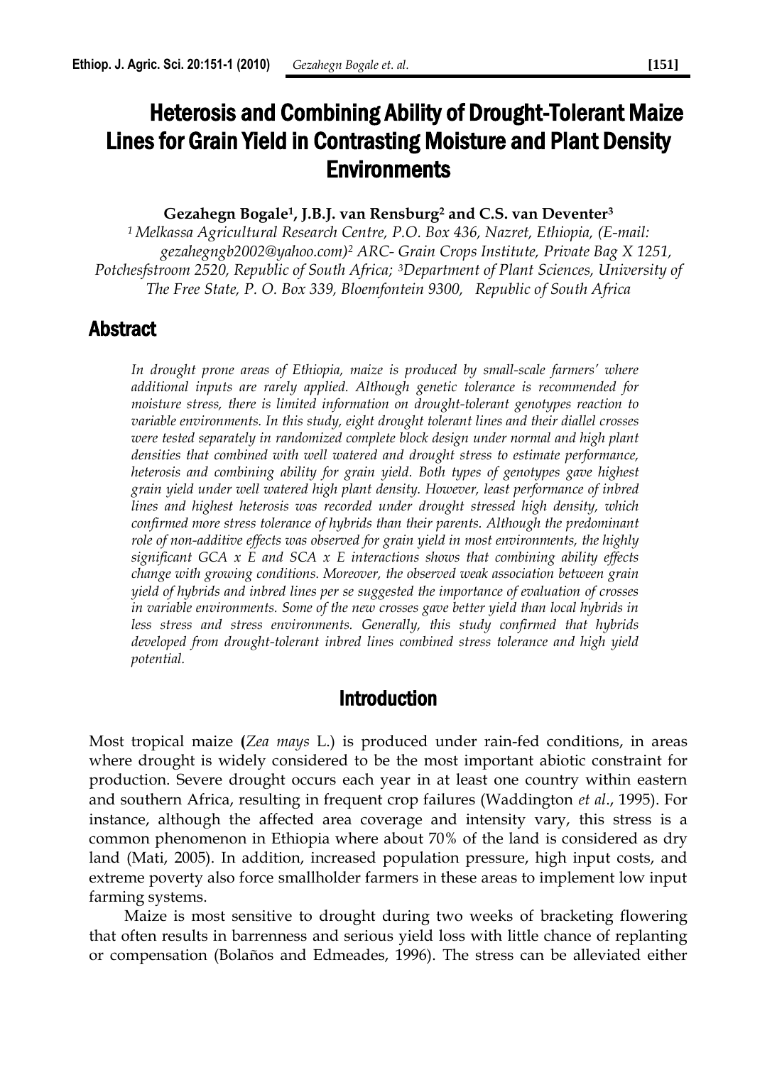# Heterosis and Combining Ability of Drought-Tolerant Maize Lines for Grain Yield in Contrasting Moisture and Plant Density Environments

**Gezahegn Bogale[1], J.B.J. van Rensburg[2] and C.S. van Deventer[3]**

*[1] Melkassa Agricultural Research Centre, P.O. Box 436, Nazret, Ethiopia, (E-mail: gezahegngb2002@yahoo.com)[2] ARC- Grain Crops Institute, Private Bag X 1251, Potchesfstroom 2520, Republic of South Africa; [3]Department of Plant Sciences, University of The Free State, P. O. Box 339, Bloemfontein 9300, Republic of South Africa*

## Abstract

*In drought prone areas of Ethiopia, maize is produced by small-scale farmers' where additional inputs are rarely applied. Although genetic tolerance is recommended for moisture stress, there is limited information on drought-tolerant genotypes reaction to variable environments. In this study, eight drought tolerant lines and their diallel crosses were tested separately in randomized complete block design under normal and high plant densities that combined with well watered and drought stress to estimate performance, heterosis and combining ability for grain yield. Both types of genotypes gave highest grain yield under well watered high plant density. However, least performance of inbred lines and highest heterosis was recorded under drought stressed high density, which confirmed more stress tolerance of hybrids than their parents. Although the predominant role of non-additive effects was observed for grain yield in most environments, the highly significant GCA x E and SCA x E interactions shows that combining ability effects change with growing conditions. Moreover, the observed weak association between grain yield of hybrids and inbred lines per se suggested the importance of evaluation of crosses in variable environments. Some of the new crosses gave better yield than local hybrids in less stress and stress environments. Generally, this study confirmed that hybrids developed from drought-tolerant inbred lines combined stress tolerance and high yield potential.*

## Introduction

Most tropical maize (*Zea mays* L.) is produced under rain-fed conditions, in areas where drought is widely considered to be the most important abiotic constraint for production. Severe drought occurs each year in at least one country within eastern and southern Africa, resulting in frequent crop failures (Waddington *et al*., 1995). For instance, although the affected area coverage and intensity vary, this stress is a common phenomenon in Ethiopia where about 70% of the land is considered as dry land (Mati, 2005). In addition, increased population pressure, high input costs, and extreme poverty also force smallholder farmers in these areas to implement low input farming systems.

Maize is most sensitive to drought during two weeks of bracketing flowering that often results in barrenness and serious yield loss with little chance of replanting or compensation (Bolaños and Edmeades, 1996). The stress can be alleviated either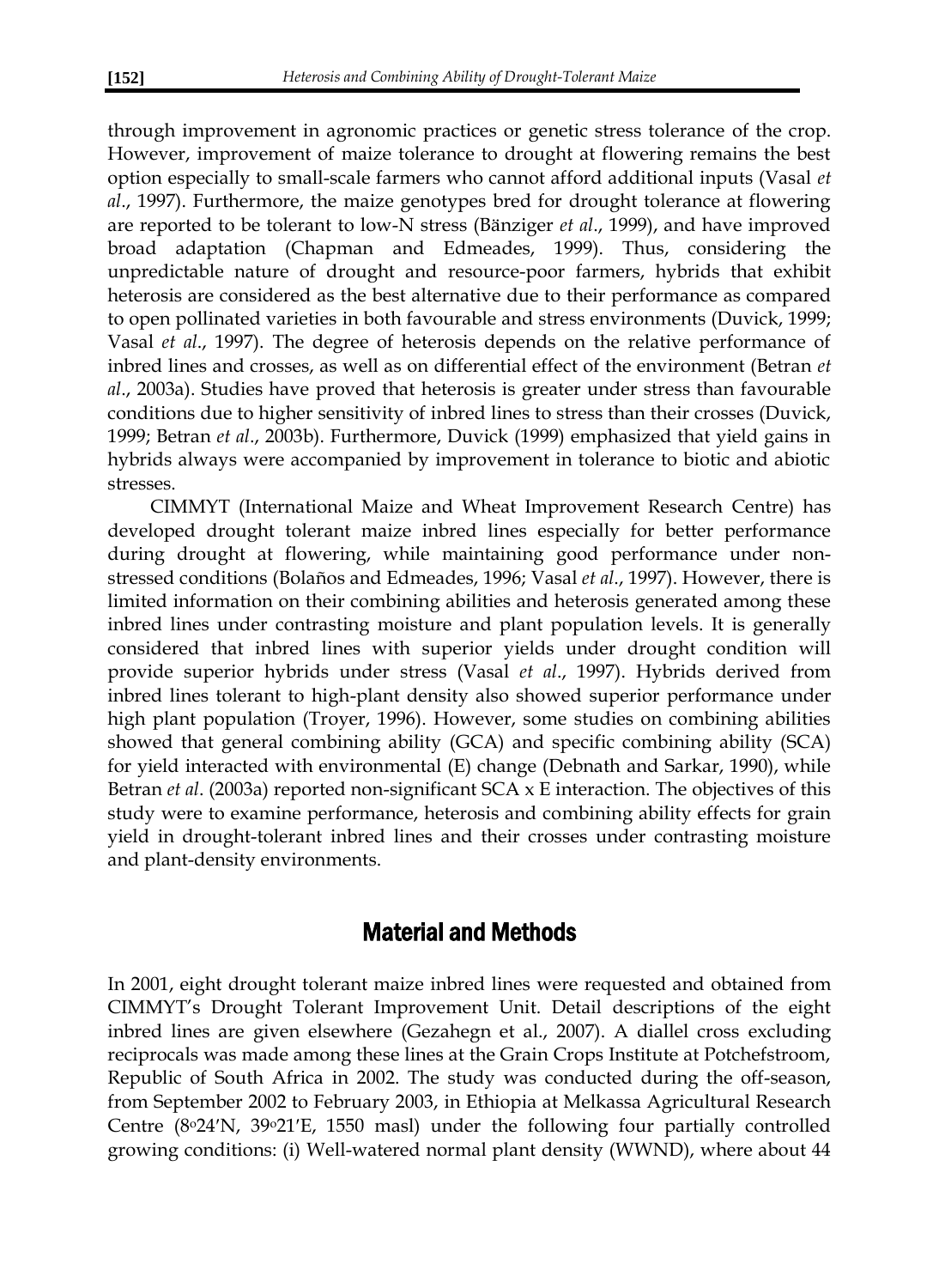through improvement in agronomic practices or genetic stress tolerance of the crop. However, improvement of maize tolerance to drought at flowering remains the best option especially to small-scale farmers who cannot afford additional inputs (Vasal *et al*., 1997). Furthermore, the maize genotypes bred for drought tolerance at flowering are reported to be tolerant to low-N stress (Bänziger *et al*., 1999), and have improved broad adaptation (Chapman and Edmeades, 1999). Thus, considering the unpredictable nature of drought and resource-poor farmers, hybrids that exhibit heterosis are considered as the best alternative due to their performance as compared to open pollinated varieties in both favourable and stress environments (Duvick, 1999; Vasal *et al*., 1997). The degree of heterosis depends on the relative performance of inbred lines and crosses, as well as on differential effect of the environment (Betran *et al*., 2003a). Studies have proved that heterosis is greater under stress than favourable conditions due to higher sensitivity of inbred lines to stress than their crosses (Duvick, 1999; Betran *et al*., 2003b). Furthermore, Duvick (1999) emphasized that yield gains in hybrids always were accompanied by improvement in tolerance to biotic and abiotic stresses.

CIMMYT (International Maize and Wheat Improvement Research Centre) has developed drought tolerant maize inbred lines especially for better performance during drought at flowering, while maintaining good performance under non-stressed conditions (Bolaños and Edmeades, 1996; Vasal *et al*., 1997). However, there is limited information on their combining abilities and heterosis generated among these inbred lines under contrasting moisture and plant population levels. It is generally considered that inbred lines with superior yields under drought condition will provide superior hybrids under stress (Vasal *et al*., 1997). Hybrids derived from inbred lines tolerant to high-plant density also showed superior performance under high plant population (Troyer, 1996). However, some studies on combining abilities showed that general combining ability (GCA) and specific combining ability (SCA) for yield interacted with environmental (E) change (Debnath and Sarkar, 1990), while Betran *et al*. (2003a) reported non-significant SCA x E interaction. The objectives of this study were to examine performance, heterosis and combining ability effects for grain yield in drought-tolerant inbred lines and their crosses under contrasting moisture and plant-density environments.

## Material and Methods

In 2001, eight drought tolerant maize inbred lines were requested and obtained from CIMMYT's Drought Tolerant Improvement Unit. Detail descriptions of the eight inbred lines are given elsewhere (Gezahegn et al., 2007). A diallel cross excluding reciprocals was made among these lines at the Grain Crops Institute at Potchefstroom, Republic of South Africa in 2002. The study was conducted during the off-season, from September 2002 to February 2003, in Ethiopia at Melkassa Agricultural Research Centre (8°24'N, 39°21'E, 1550 masl) under the following four partially controlled growing conditions: (i) Well-watered normal plant density (WWND), where about 44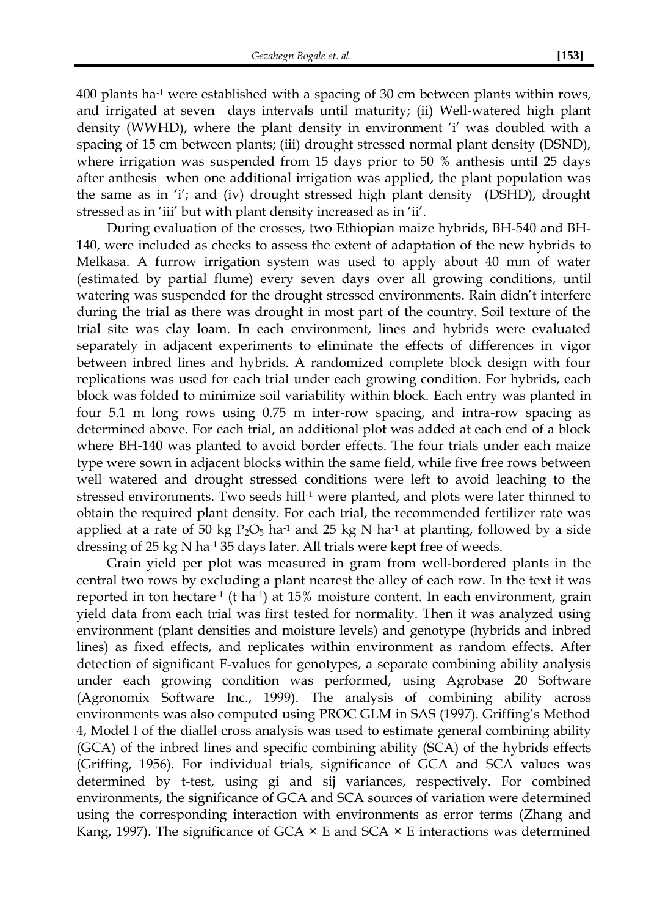400 plants ha$^{-1}$ were established with a spacing of 30 cm between plants within rows, and irrigated at seven days intervals until maturity; (ii) Well-watered high plant density (WWHD), where the plant density in environment 'i' was doubled with a spacing of 15 cm between plants; (iii) drought stressed normal plant density (DSND), where irrigation was suspended from 15 days prior to 50 % anthesis until 25 days after anthesis when one additional irrigation was applied, the plant population was the same as in 'i'; and (iv) drought stressed high plant density (DSHD), drought stressed as in 'iii' but with plant density increased as in 'ii'.

During evaluation of the crosses, two Ethiopian maize hybrids, BH-540 and BH-140, were included as checks to assess the extent of adaptation of the new hybrids to Melkasa. A furrow irrigation system was used to apply about 40 mm of water (estimated by partial flume) every seven days over all growing conditions, until watering was suspended for the drought stressed environments. Rain didn't interfere during the trial as there was drought in most part of the country. Soil texture of the trial site was clay loam. In each environment, lines and hybrids were evaluated separately in adjacent experiments to eliminate the effects of differences in vigor between inbred lines and hybrids. A randomized complete block design with four replications was used for each trial under each growing condition. For hybrids, each block was folded to minimize soil variability within block. Each entry was planted in four 5.1 m long rows using 0.75 m inter-row spacing, and intra-row spacing as determined above. For each trial, an additional plot was added at each end of a block where BH-140 was planted to avoid border effects. The four trials under each maize type were sown in adjacent blocks within the same field, while five free rows between well watered and drought stressed conditions were left to avoid leaching to the stressed environments. Two seeds hill$^{-1}$ were planted, and plots were later thinned to obtain the required plant density. For each trial, the recommended fertilizer rate was applied at a rate of 50 kg $P_2O_5$ ha$^{-1}$ and 25 kg N ha$^{-1}$ at planting, followed by a side dressing of 25 kg N ha$^{-1}$ 35 days later. All trials were kept free of weeds.

Grain yield per plot was measured in gram from well-bordered plants in the central two rows by excluding a plant nearest the alley of each row. In the text it was reported in ton hectare$^{-1}$ (t ha$^{-1}$) at 15% moisture content. In each environment, grain yield data from each trial was first tested for normality. Then it was analyzed using environment (plant densities and moisture levels) and genotype (hybrids and inbred lines) as fixed effects, and replicates within environment as random effects. After detection of significant F-values for genotypes, a separate combining ability analysis under each growing condition was performed, using Agrobase 20 Software (Agronomix Software Inc., 1999). The analysis of combining ability across environments was also computed using PROC GLM in SAS (1997). Griffing's Method 4, Model I of the diallel cross analysis was used to estimate general combining ability (GCA) of the inbred lines and specific combining ability (SCA) of the hybrids effects (Griffing, 1956). For individual trials, significance of GCA and SCA values was determined by t-test, using gi and sij variances, respectively. For combined environments, the significance of GCA and SCA sources of variation were determined using the corresponding interaction with environments as error terms (Zhang and Kang, 1997). The significance of GCA × E and SCA × E interactions was determined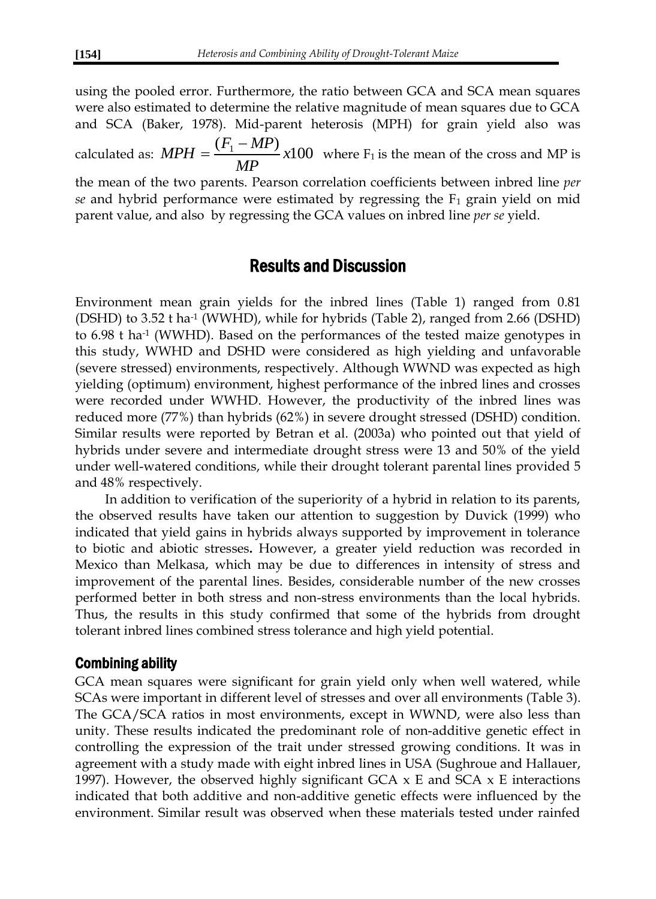using the pooled error. Furthermore, the ratio between GCA and SCA mean squares were also estimated to determine the relative magnitude of mean squares due to GCA and SCA (Baker, 1978). Mid-parent heterosis (MPH) for grain yield also was calculated as: $MPH = \frac{(F_1 - MP)}{MP} x100$ where $F_1$ is the mean of the cross and MP is the mean of the two parents. Pearson correlation coefficients between inbred line *per se* and hybrid performance were estimated by regressing the $F_1$ grain yield on mid parent value, and also by regressing the GCA values on inbred line *per se* yield.

## Results and Discussion

Environment mean grain yields for the inbred lines (Table 1) ranged from 0.81 (DSHD) to 3.52 t ha$^{-1}$ (WWHD), while for hybrids (Table 2), ranged from 2.66 (DSHD) to 6.98 t ha$^{-1}$ (WWHD). Based on the performances of the tested maize genotypes in this study, WWHD and DSHD were considered as high yielding and unfavorable (severe stressed) environments, respectively. Although WWND was expected as high yielding (optimum) environment, highest performance of the inbred lines and crosses were recorded under WWHD. However, the productivity of the inbred lines was reduced more (77%) than hybrids (62%) in severe drought stressed (DSHD) condition. Similar results were reported by Betran et al. (2003a) who pointed out that yield of hybrids under severe and intermediate drought stress were 13 and 50% of the yield under well-watered conditions, while their drought tolerant parental lines provided 5 and 48% respectively.

In addition to verification of the superiority of a hybrid in relation to its parents, the observed results have taken our attention to suggestion by Duvick (1999) who indicated that yield gains in hybrids always supported by improvement in tolerance to biotic and abiotic stresses**.** However, a greater yield reduction was recorded in Mexico than Melkasa, which may be due to differences in intensity of stress and improvement of the parental lines. Besides, considerable number of the new crosses performed better in both stress and non-stress environments than the local hybrids. Thus, the results in this study confirmed that some of the hybrids from drought tolerant inbred lines combined stress tolerance and high yield potential.

### Combining ability

GCA mean squares were significant for grain yield only when well watered, while SCAs were important in different level of stresses and over all environments (Table 3). The GCA/SCA ratios in most environments, except in WWND, were also less than unity. These results indicated the predominant role of non-additive genetic effect in controlling the expression of the trait under stressed growing conditions. It was in agreement with a study made with eight inbred lines in USA (Sughroue and Hallauer, 1997). However, the observed highly significant GCA x E and SCA x E interactions indicated that both additive and non-additive genetic effects were influenced by the environment. Similar result was observed when these materials tested under rainfed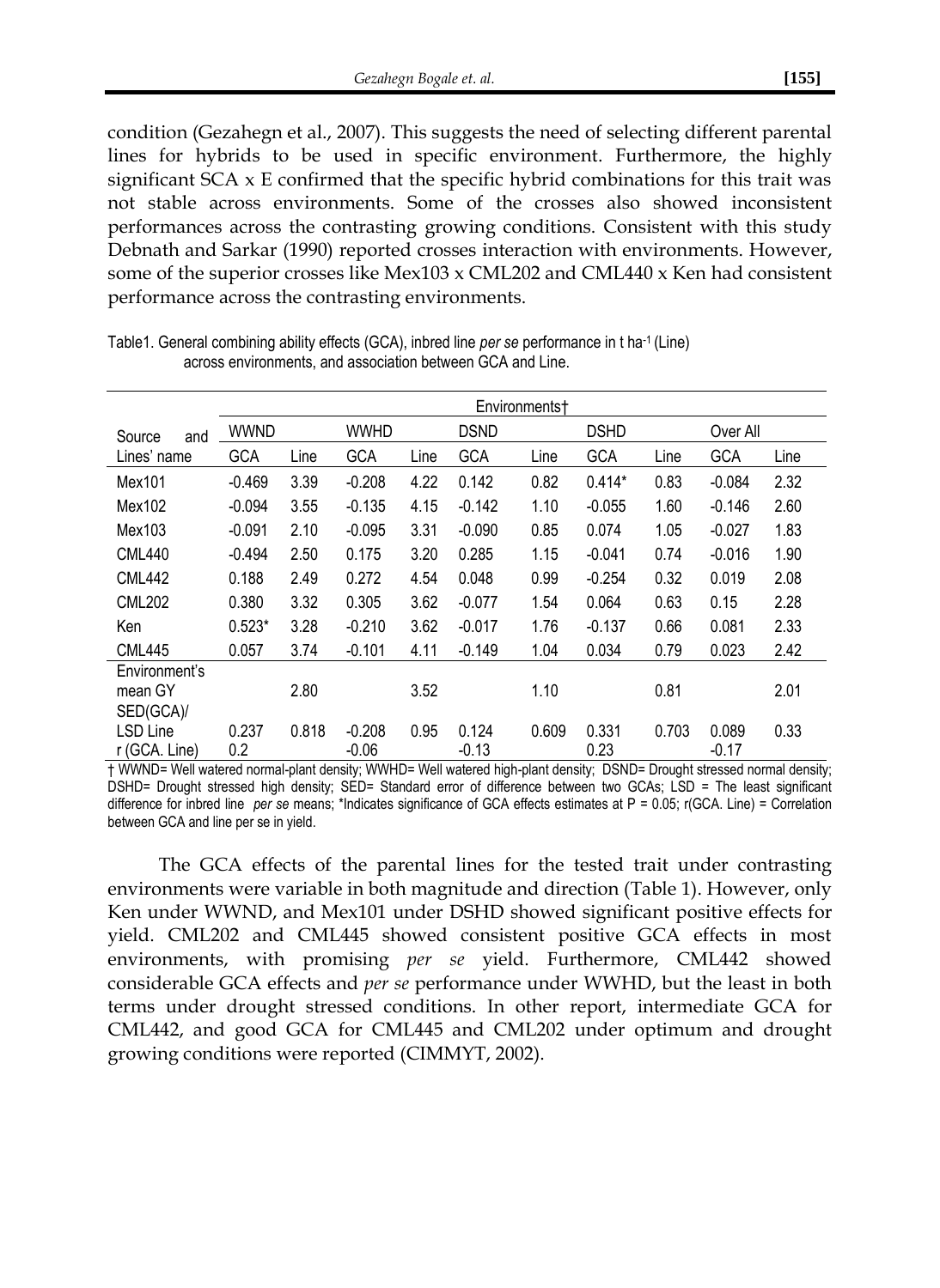condition (Gezahegn et al., 2007). This suggests the need of selecting different parental lines for hybrids to be used in specific environment. Furthermore, the highly significant SCA x E confirmed that the specific hybrid combinations for this trait was not stable across environments. Some of the crosses also showed inconsistent performances across the contrasting growing conditions. Consistent with this study Debnath and Sarkar (1990) reported crosses interaction with environments. However, some of the superior crosses like Mex103 x CML202 and CML440 x Ken had consistent performance across the contrasting environments.

Table1. General combining ability effects (GCA), inbred line *per se* performance in t ha$^{-1}$ (Line) across environments, and association between GCA and Line.

| Source and Lines' name | Environments† | | | | | | | | | |
|---|---|---|---|---|---|---|---|---|---|---|
| | WWND | | WWHD | | DSND | | DSHD | | Over All | |
| | GCA | Line | GCA | Line | GCA | Line | GCA | Line | GCA | Line |
| Mex101 | -0.469 | 3.39 | -0.208 | 4.22 | 0.142 | 0.82 | 0.414* | 0.83 | -0.084 | 2.32 |
| Mex102 | -0.094 | 3.55 | -0.135 | 4.15 | -0.142 | 1.10 | -0.055 | 1.60 | -0.146 | 2.60 |
| Mex103 | -0.091 | 2.10 | -0.095 | 3.31 | -0.090 | 0.85 | 0.074 | 1.05 | -0.027 | 1.83 |
| CML440 | -0.494 | 2.50 | 0.175 | 3.20 | 0.285 | 1.15 | -0.041 | 0.74 | -0.016 | 1.90 |
| CML442 | 0.188 | 2.49 | 0.272 | 4.54 | 0.048 | 0.99 | -0.254 | 0.32 | 0.019 | 2.08 |
| CML202 | 0.380 | 3.32 | 0.305 | 3.62 | -0.077 | 1.54 | 0.064 | 0.63 | 0.15 | 2.28 |
| Ken | 0.523* | 3.28 | -0.210 | 3.62 | -0.017 | 1.76 | -0.137 | 0.66 | 0.081 | 2.33 |
| CML445 | 0.057 | 3.74 | -0.101 | 4.11 | -0.149 | 1.04 | 0.034 | 0.79 | 0.023 | 2.42 |
| Environment's mean GY | | 2.80 | | 3.52 | | 1.10 | | 0.81 | | 2.01 |
| SED(GCA)/ LSD Line | 0.237 | 0.818 | -0.208 | 0.95 | 0.124 | 0.609 | 0.331 | 0.703 | 0.089 | 0.33 |
| r (GCA. Line) | 0.2 | | -0.06 | | -0.13 | | 0.23 | | -0.17 | |

† WWND= Well watered normal-plant density; WWHD= Well watered high-plant density; DSND= Drought stressed normal density; DSHD= Drought stressed high density; SED= Standard error of difference between two GCAs; LSD = The least significant difference for inbred line *per se* means; *Indicates significance of GCA effects estimates at P = 0.05; r(GCA. Line) = Correlation between GCA and line per se in yield.

The GCA effects of the parental lines for the tested trait under contrasting environments were variable in both magnitude and direction (Table 1). However, only Ken under WWND, and Mex101 under DSHD showed significant positive effects for yield. CML202 and CML445 showed consistent positive GCA effects in most environments, with promising *per se* yield. Furthermore, CML442 showed considerable GCA effects and *per se* performance under WWHD, but the least in both terms under drought stressed conditions. In other report, intermediate GCA for CML442, and good GCA for CML445 and CML202 under optimum and drought growing conditions were reported (CIMMYT, 2002).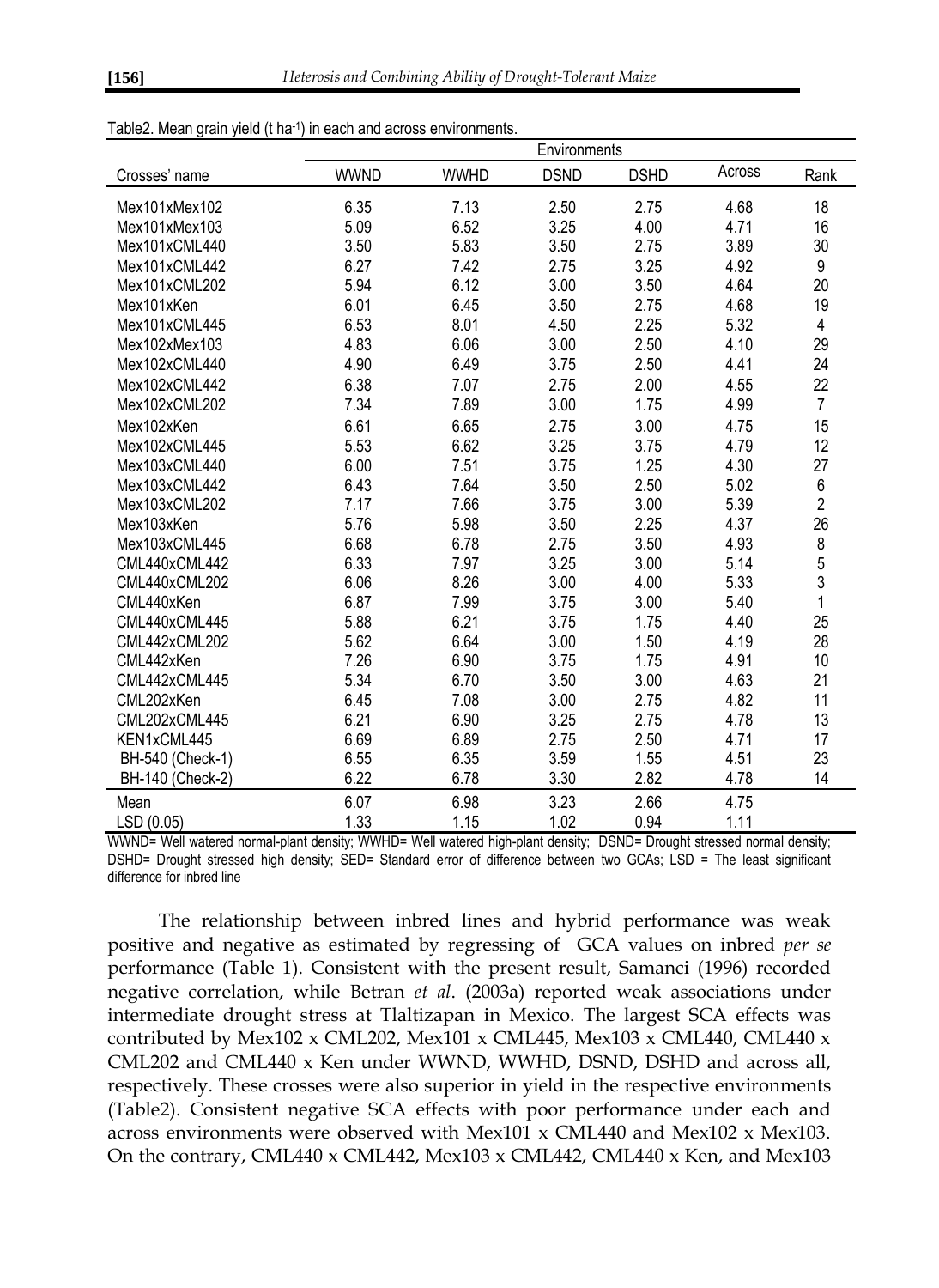Table2. Mean grain yield (t ha-1) in each and across environments.

| Crosses' name | Environments | | | | | |
|---|---|---|---|---|---|---|
| | WWND | WWHD | DSND | DSHD | Across | Rank |
| Mex101xMex102 | 6.35 | 7.13 | 2.50 | 2.75 | 4.68 | 18 |
| Mex101xMex103 | 5.09 | 6.52 | 3.25 | 4.00 | 4.71 | 16 |
| Mex101xCML440 | 3.50 | 5.83 | 3.50 | 2.75 | 3.89 | 30 |
| Mex101xCML442 | 6.27 | 7.42 | 2.75 | 3.25 | 4.92 | 9 |
| Mex101xCML202 | 5.94 | 6.12 | 3.00 | 3.50 | 4.64 | 20 |
| Mex101xKen | 6.01 | 6.45 | 3.50 | 2.75 | 4.68 | 19 |
| Mex101xCML445 | 6.53 | 8.01 | 4.50 | 2.25 | 5.32 | 4 |
| Mex102xMex103 | 4.83 | 6.06 | 3.00 | 2.50 | 4.10 | 29 |
| Mex102xCML440 | 4.90 | 6.49 | 3.75 | 2.50 | 4.41 | 24 |
| Mex102xCML442 | 6.38 | 7.07 | 2.75 | 2.00 | 4.55 | 22 |
| Mex102xCML202 | 7.34 | 7.89 | 3.00 | 1.75 | 4.99 | 7 |
| Mex102xKen | 6.61 | 6.65 | 2.75 | 3.00 | 4.75 | 15 |
| Mex102xCML445 | 5.53 | 6.62 | 3.25 | 3.75 | 4.79 | 12 |
| Mex103xCML440 | 6.00 | 7.51 | 3.75 | 1.25 | 4.30 | 27 |
| Mex103xCML442 | 6.43 | 7.64 | 3.50 | 2.50 | 5.02 | 6 |
| Mex103xCML202 | 7.17 | 7.66 | 3.75 | 3.00 | 5.39 | 2 |
| Mex103xKen | 5.76 | 5.98 | 3.50 | 2.25 | 4.37 | 26 |
| Mex103xCML445 | 6.68 | 6.78 | 2.75 | 3.50 | 4.93 | 8 |
| CML440xCML442 | 6.33 | 7.97 | 3.25 | 3.00 | 5.14 | 5 |
| CML440xCML202 | 6.06 | 8.26 | 3.00 | 4.00 | 5.33 | 3 |
| CML440xKen | 6.87 | 7.99 | 3.75 | 3.00 | 5.40 | 1 |
| CML440xCML445 | 5.88 | 6.21 | 3.75 | 1.75 | 4.40 | 25 |
| CML442xCML202 | 5.62 | 6.64 | 3.00 | 1.50 | 4.19 | 28 |
| CML442xKen | 7.26 | 6.90 | 3.75 | 1.75 | 4.91 | 10 |
| CML442xCML445 | 5.34 | 6.70 | 3.50 | 3.00 | 4.63 | 21 |
| CML202xKen | 6.45 | 7.08 | 3.00 | 2.75 | 4.82 | 11 |
| CML202xCML445 | 6.21 | 6.90 | 3.25 | 2.75 | 4.78 | 13 |
| KEN1xCML445 | 6.69 | 6.89 | 2.75 | 2.50 | 4.71 | 17 |
| BH-540 (Check-1) | 6.55 | 6.35 | 3.59 | 1.55 | 4.51 | 23 |
| BH-140 (Check-2) | 6.22 | 6.78 | 3.30 | 2.82 | 4.78 | 14 |
| Mean | 6.07 | 6.98 | 3.23 | 2.66 | 4.75 | |
| LSD (0.05) | 1.33 | 1.15 | 1.02 | 0.94 | 1.11 | |

WWND= Well watered normal-plant density; WWHD= Well watered high-plant density; DSND= Drought stressed normal density; DSHD= Drought stressed high density; SED= Standard error of difference between two GCAs; LSD = The least significant difference for inbred line

The relationship between inbred lines and hybrid performance was weak positive and negative as estimated by regressing of GCA values on inbred *per se* performance (Table 1). Consistent with the present result, Samanci (1996) recorded negative correlation, while Betran *et al*. (2003a) reported weak associations under intermediate drought stress at Tlaltizapan in Mexico. The largest SCA effects was contributed by Mex102 x CML202, Mex101 x CML445, Mex103 x CML440, CML440 x CML202 and CML440 x Ken under WWND, WWHD, DSND, DSHD and across all, respectively. These crosses were also superior in yield in the respective environments (Table2). Consistent negative SCA effects with poor performance under each and across environments were observed with Mex101 x CML440 and Mex102 x Mex103. On the contrary, CML440 x CML442, Mex103 x CML442, CML440 x Ken, and Mex103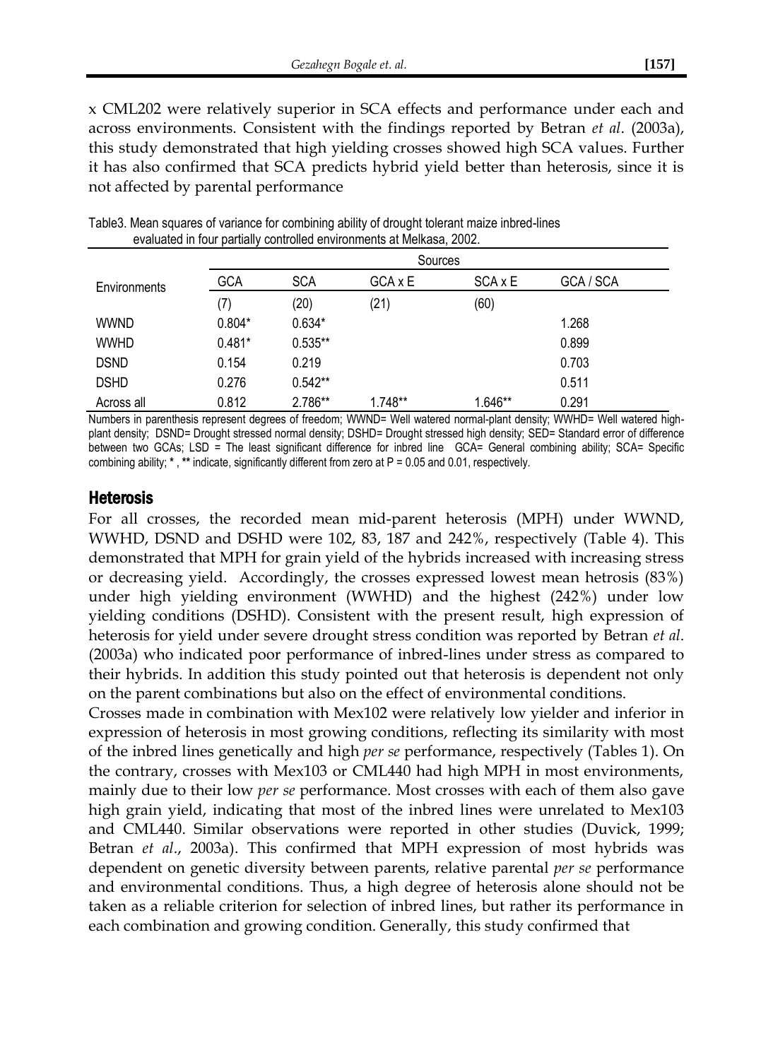x CML202 were relatively superior in SCA effects and performance under each and across environments. Consistent with the findings reported by Betran *et al*. (2003a), this study demonstrated that high yielding crosses showed high SCA values. Further it has also confirmed that SCA predicts hybrid yield better than heterosis, since it is not affected by parental performance

Table3. Mean squares of variance for combining ability of drought tolerant maize inbred-lines evaluated in four partially controlled environments at Melkasa, 2002.

| Environments | Sources | | | | |
|---|---|---|---|---|---|
| | GCA | SCA | GCA x E | SCA x E | GCA / SCA |
| | (7) | (20) | (21) | (60) | |
| WWND | 0.804* | 0.634* | | | 1.268 |
| WWHD | 0.481* | 0.535** | | | 0.899 |
| DSND | 0.154 | 0.219 | | | 0.703 |
| DSHD | 0.276 | 0.542** | | | 0.511 |
| Across all | 0.812 | 2.786** | 1.748** | 1.646** | 0.291 |

Numbers in parenthesis represent degrees of freedom; WWND= Well watered normal-plant density; WWHD= Well watered high-plant density; DSND= Drought stressed normal density; DSHD= Drought stressed high density; SED= Standard error of difference between two GCAs; LSD = The least significant difference for inbred line GCA= General combining ability; SCA= Specific combining ability; * , ** indicate, significantly different from zero at P = 0.05 and 0.01, respectively.

## Heterosis

For all crosses, the recorded mean mid-parent heterosis (MPH) under WWND, WWHD, DSND and DSHD were 102, 83, 187 and 242%, respectively (Table 4). This demonstrated that MPH for grain yield of the hybrids increased with increasing stress or decreasing yield. Accordingly, the crosses expressed lowest mean hetrosis (83%) under high yielding environment (WWHD) and the highest (242%) under low yielding conditions (DSHD). Consistent with the present result, high expression of heterosis for yield under severe drought stress condition was reported by Betran *et al*. (2003a) who indicated poor performance of inbred-lines under stress as compared to their hybrids. In addition this study pointed out that heterosis is dependent not only on the parent combinations but also on the effect of environmental conditions.

Crosses made in combination with Mex102 were relatively low yielder and inferior in expression of heterosis in most growing conditions, reflecting its similarity with most of the inbred lines genetically and high *per se* performance, respectively (Tables 1). On the contrary, crosses with Mex103 or CML440 had high MPH in most environments, mainly due to their low *per se* performance. Most crosses with each of them also gave high grain yield, indicating that most of the inbred lines were unrelated to Mex103 and CML440. Similar observations were reported in other studies (Duvick, 1999; Betran *et al*., 2003a). This confirmed that MPH expression of most hybrids was dependent on genetic diversity between parents, relative parental *per se* performance and environmental conditions. Thus, a high degree of heterosis alone should not be taken as a reliable criterion for selection of inbred lines, but rather its performance in each combination and growing condition. Generally, this study confirmed that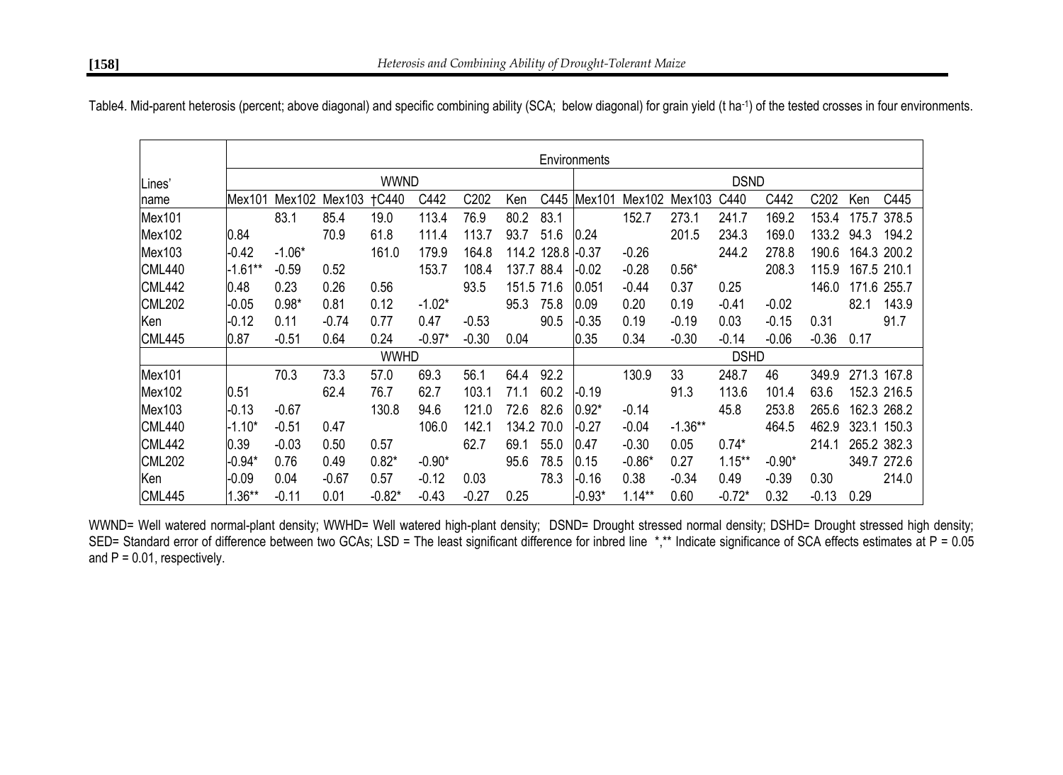Table4. Mid-parent heterosis (percent; above diagonal) and specific combining ability (SCA; below diagonal) for grain yield (t ha-1) of the tested crosses in four environments.

| Lines' name | Environments | | | | | | | | | | | | | | | |
|---|---|---|---|---|---|---|---|---|---|---|---|---|---|---|---|---|
| | WWND | | | | | | | | DSND | | | | | | | |
| | Mex101 | Mex102 | Mex103 | †C440 | C442 | C202 | Ken | C445 | Mex101 | Mex102 | Mex103 | C440 | C442 | C202 | Ken | C445 |
| Mex101 | | 83.1 | 85.4 | 19.0 | 113.4 | 76.9 | 80.2 | 83.1 | | 152.7 | 273.1 | 241.7 | 169.2 | 153.4 | 175.7 | 378.5 |
| Mex102 | 0.84 | | 70.9 | 61.8 | 111.4 | 113.7 | 93.7 | 51.6 | 0.24 | | 201.5 | 234.3 | 169.0 | 133.2 | 94.3 | 194.2 |
| Mex103 | -0.42 | -1.06* | | 161.0 | 179.9 | 164.8 | 114.2 | 128.8 | -0.37 | -0.26 | | 244.2 | 278.8 | 190.6 | 164.3 | 200.2 |
| CML440 | -1.61** | -0.59 | 0.52 | | 153.7 | 108.4 | 137.7 | 88.4 | -0.02 | -0.28 | 0.56* | | 208.3 | 115.9 | 167.5 | 210.1 |
| CML442 | 0.48 | 0.23 | 0.26 | 0.56 | | 93.5 | 151.5 | 71.6 | 0.051 | -0.44 | 0.37 | 0.25 | | 146.0 | 171.6 | 255.7 |
| CML202 | -0.05 | 0.98* | 0.81 | 0.12 | -1.02* | | 95.3 | 75.8 | 0.09 | 0.20 | 0.19 | -0.41 | -0.02 | | 82.1 | 143.9 |
| Ken | -0.12 | 0.11 | -0.74 | 0.77 | 0.47 | -0.53 | | 90.5 | -0.35 | 0.19 | -0.19 | 0.03 | -0.15 | 0.31 | | 91.7 |
| CML445 | 0.87 | -0.51 | 0.64 | 0.24 | -0.97* | -0.30 | 0.04 | | 0.35 | 0.34 | -0.30 | -0.14 | -0.06 | -0.36 | 0.17 | |
| | WWHD | | | | | | | | DSHD | | | | | | | |
| Mex101 | | 70.3 | 73.3 | 57.0 | 69.3 | 56.1 | 64.4 | 92.2 | | 130.9 | 33 | 248.7 | 46 | 349.9 | 271.3 | 167.8 |
| Mex102 | 0.51 | | 62.4 | 76.7 | 62.7 | 103.1 | 71.1 | 60.2 | -0.19 | | 91.3 | 113.6 | 101.4 | 63.6 | 152.3 | 216.5 |
| Mex103 | -0.13 | -0.67 | | 130.8 | 94.6 | 121.0 | 72.6 | 82.6 | 0.92* | -0.14 | | 45.8 | 253.8 | 265.6 | 162.3 | 268.2 |
| CML440 | -1.10* | -0.51 | 0.47 | | 106.0 | 142.1 | 134.2 | 70.0 | -0.27 | -0.04 | -1.36** | | 464.5 | 462.9 | 323.1 | 150.3 |
| CML442 | 0.39 | -0.03 | 0.50 | 0.57 | | 62.7 | 69.1 | 55.0 | 0.47 | -0.30 | 0.05 | 0.74* | | 214.1 | 265.2 | 382.3 |
| CML202 | -0.94* | 0.76 | 0.49 | 0.82* | -0.90* | | 95.6 | 78.5 | 0.15 | -0.86* | 0.27 | 1.15** | -0.90* | | 349.7 | 272.6 |
| Ken | -0.09 | 0.04 | -0.67 | 0.57 | -0.12 | 0.03 | | 78.3 | -0.16 | 0.38 | -0.34 | 0.49 | -0.39 | 0.30 | | 214.0 |
| CML445 | 1.36** | -0.11 | 0.01 | -0.82* | -0.43 | -0.27 | 0.25 | | -0.93* | 1.14** | 0.60 | -0.72* | 0.32 | -0.13 | 0.29 | |

WWND= Well watered normal-plant density; WWHD= Well watered high-plant density; DSND= Drought stressed normal density; DSHD= Drought stressed high density; SED= Standard error of difference between two GCAs; LSD = The least significant difference for inbred line *,** Indicate significance of SCA effects estimates at P = 0.05 and P = 0.01, respectively.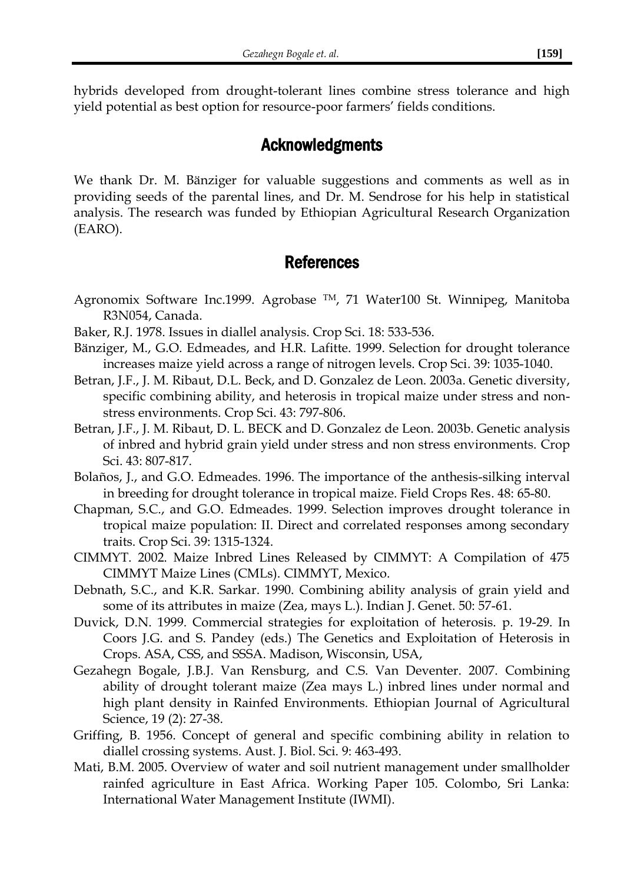hybrids developed from drought-tolerant lines combine stress tolerance and high yield potential as best option for resource-poor farmers' fields conditions.

## Acknowledgments

We thank Dr. M. Bänziger for valuable suggestions and comments as well as in providing seeds of the parental lines, and Dr. M. Sendrose for his help in statistical analysis. The research was funded by Ethiopian Agricultural Research Organization (EARO).

## References

Agronomix Software Inc.1999. Agrobase ™, 71 Water100 St. Winnipeg, Manitoba R3N054, Canada.

Baker, R.J. 1978. Issues in diallel analysis. Crop Sci. 18: 533-536.

Bänziger, M., G.O. Edmeades, and H.R. Lafitte. 1999. Selection for drought tolerance increases maize yield across a range of nitrogen levels. Crop Sci. 39: 1035-1040.

Betran, J.F., J. M. Ribaut, D.L. Beck, and D. Gonzalez de Leon. 2003a. Genetic diversity, specific combining ability, and heterosis in tropical maize under stress and non-stress environments. Crop Sci. 43: 797-806.

Betran, J.F., J. M. Ribaut, D. L. BECK and D. Gonzalez de Leon. 2003b. Genetic analysis of inbred and hybrid grain yield under stress and non stress environments. Crop Sci. 43: 807-817.

Bolaños, J., and G.O. Edmeades. 1996. The importance of the anthesis-silking interval in breeding for drought tolerance in tropical maize. Field Crops Res. 48: 65-80.

Chapman, S.C., and G.O. Edmeades. 1999. Selection improves drought tolerance in tropical maize population: II. Direct and correlated responses among secondary traits. Crop Sci. 39: 1315-1324.

CIMMYT. 2002. Maize Inbred Lines Released by CIMMYT: A Compilation of 475 CIMMYT Maize Lines (CMLs). CIMMYT, Mexico.

Debnath, S.C., and K.R. Sarkar. 1990. Combining ability analysis of grain yield and some of its attributes in maize (Zea, mays L.). Indian J. Genet. 50: 57-61.

Duvick, D.N. 1999. Commercial strategies for exploitation of heterosis. p. 19-29. In Coors J.G. and S. Pandey (eds.) The Genetics and Exploitation of Heterosis in Crops. ASA, CSS, and SSSA. Madison, Wisconsin, USA,

Gezahegn Bogale, J.B.J. Van Rensburg, and C.S. Van Deventer. 2007. Combining ability of drought tolerant maize (Zea mays L.) inbred lines under normal and high plant density in Rainfed Environments. Ethiopian Journal of Agricultural Science, 19 (2): 27-38.

Griffing, B. 1956. Concept of general and specific combining ability in relation to diallel crossing systems. Aust. J. Biol. Sci. 9: 463-493.

Mati, B.M. 2005. Overview of water and soil nutrient management under smallholder rainfed agriculture in East Africa. Working Paper 105. Colombo, Sri Lanka: International Water Management Institute (IWMI).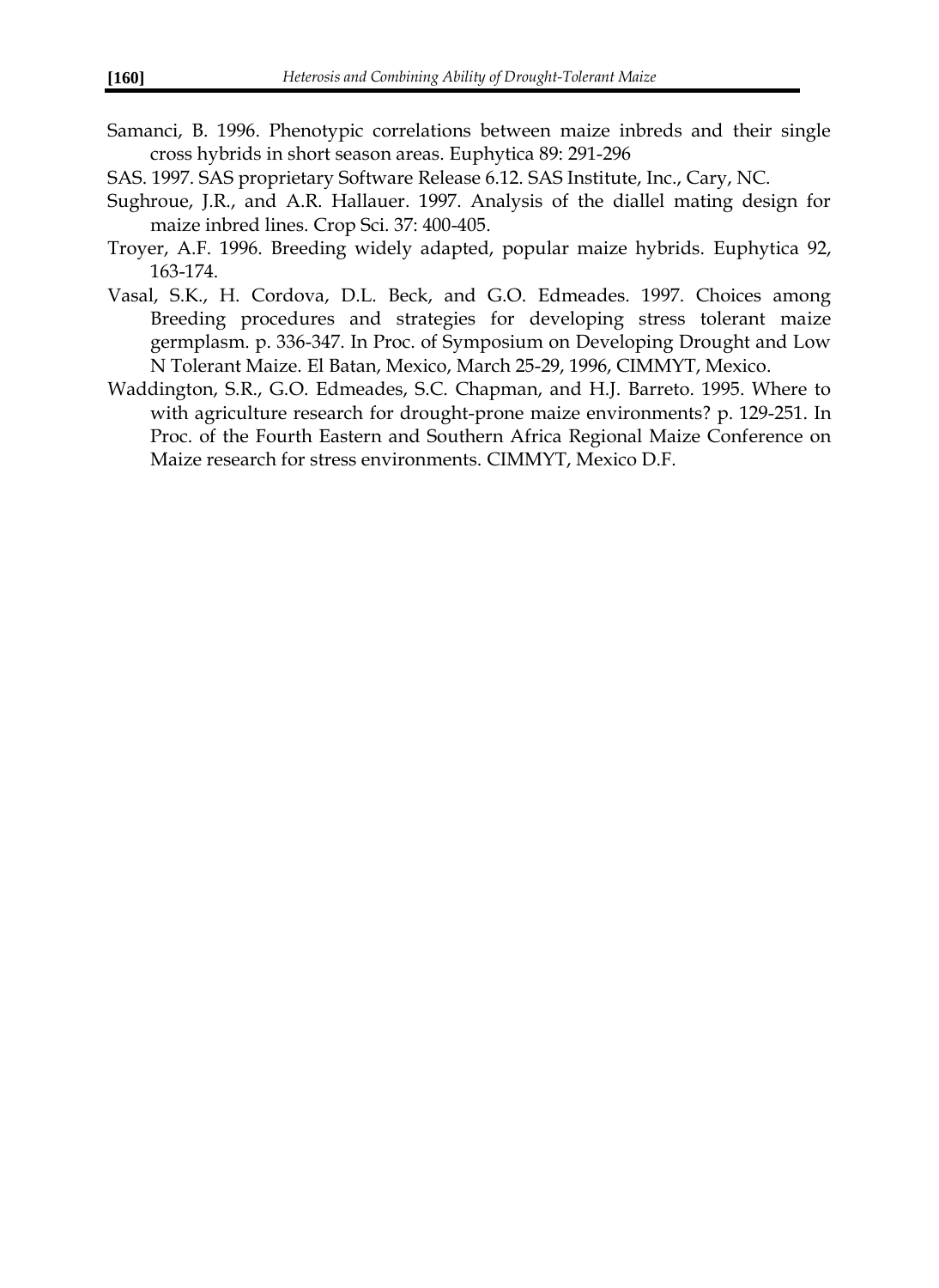Samanci, B. 1996. Phenotypic correlations between maize inbreds and their single cross hybrids in short season areas. Euphytica 89: 291-296

SAS. 1997. SAS proprietary Software Release 6.12. SAS Institute, Inc., Cary, NC.

Sughroue, J.R., and A.R. Hallauer. 1997. Analysis of the diallel mating design for maize inbred lines. Crop Sci. 37: 400-405.

Troyer, A.F. 1996. Breeding widely adapted, popular maize hybrids. Euphytica 92, 163-174.

Vasal, S.K., H. Cordova, D.L. Beck, and G.O. Edmeades. 1997. Choices among Breeding procedures and strategies for developing stress tolerant maize germplasm. p. 336-347. In Proc. of Symposium on Developing Drought and Low N Tolerant Maize. El Batan, Mexico, March 25-29, 1996, CIMMYT, Mexico.

Waddington, S.R., G.O. Edmeades, S.C. Chapman, and H.J. Barreto. 1995. Where to with agriculture research for drought-prone maize environments? p. 129-251. In Proc. of the Fourth Eastern and Southern Africa Regional Maize Conference on Maize research for stress environments. CIMMYT, Mexico D.F.